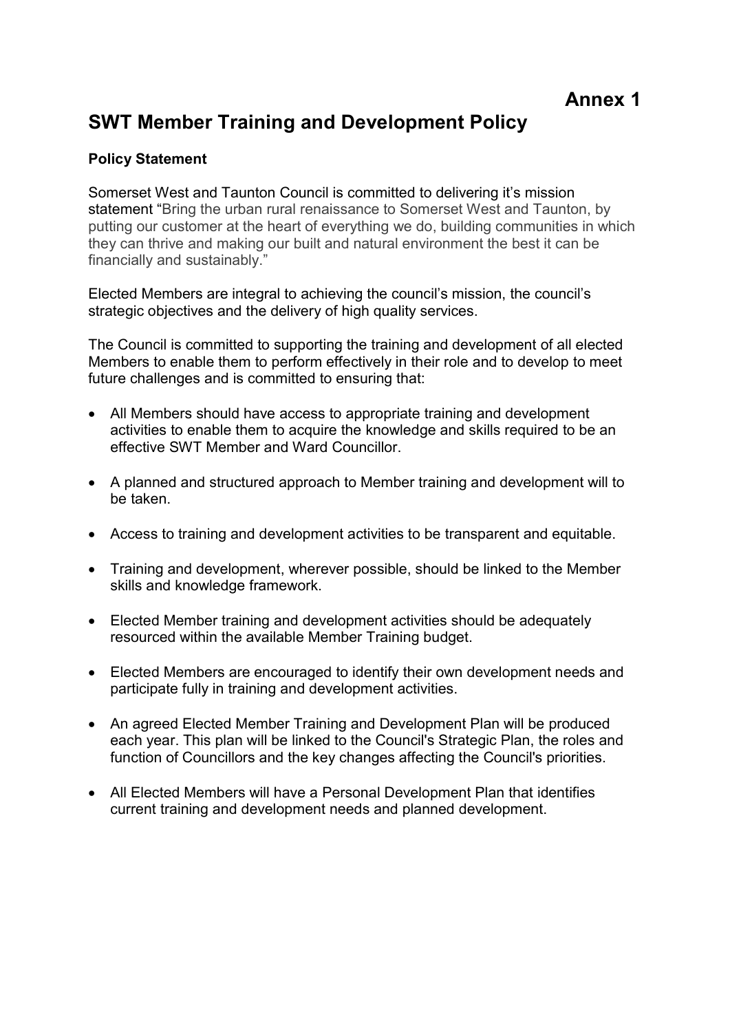**Annex 1**

# SWT Member Training and Development Policy

### Policy Statement

Somerset West and Taunton Council is committed to delivering it's mission statement "Bring the urban rural renaissance to Somerset West and Taunton, by putting our customer at the heart of everything we do, building communities in which they can thrive and making our built and natural environment the best it can be financially and sustainably."

Elected Members are integral to achieving the council's mission, the council's strategic objectives and the delivery of high quality services.

The Council is committed to supporting the training and development of all elected Members to enable them to perform effectively in their role and to develop to meet future challenges and is committed to ensuring that:

- All Members should have access to appropriate training and development activities to enable them to acquire the knowledge and skills required to be an effective SWT Member and Ward Councillor.
- A planned and structured approach to Member training and development will to be taken.
- Access to training and development activities to be transparent and equitable.
- Training and development, wherever possible, should be linked to the Member skills and knowledge framework.
- Elected Member training and development activities should be adequately resourced within the available Member Training budget.
- Elected Members are encouraged to identify their own development needs and participate fully in training and development activities.
- An agreed Elected Member Training and Development Plan will be produced each year. This plan will be linked to the Council's Strategic Plan, the roles and function of Councillors and the key changes affecting the Council's priorities.
- All Elected Members will have a Personal Development Plan that identifies current training and development needs and planned development.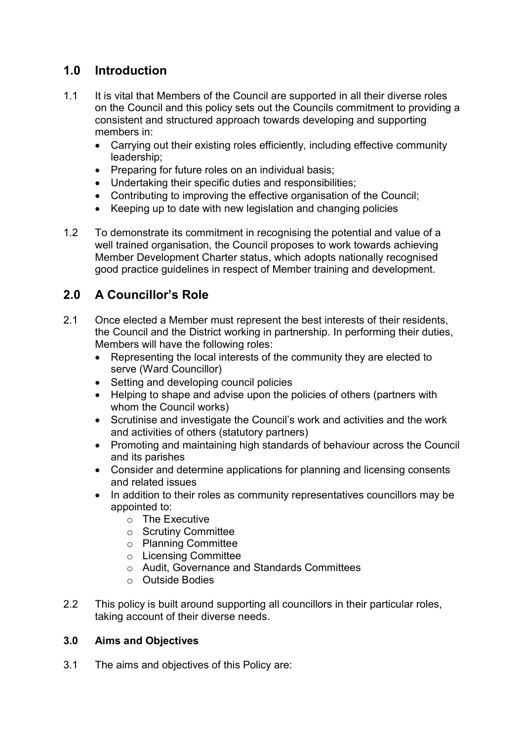## 1.0 Introduction

1.1 It is vital that Members of the Council are supported in all their diverse roles on the Council and this policy sets out the Councils commitment to providing a consistent and structured approach towards developing and supporting members in:

- Carrying out their existing roles efficiently, including effective community leadership;
- Preparing for future roles on an individual basis;
- Undertaking their specific duties and responsibilities;
- Contributing to improving the effective organisation of the Council;
- Keeping up to date with new legislation and changing policies

1.2 To demonstrate its commitment in recognising the potential and value of a well trained organisation, the Council proposes to work towards achieving Member Development Charter status, which adopts nationally recognised good practice guidelines in respect of Member training and development.

## 2.0 A Councillor's Role

2.1 Once elected a Member must represent the best interests of their residents, the Council and the District working in partnership. In performing their duties, Members will have the following roles:

- Representing the local interests of the community they are elected to serve (Ward Councillor)
- Setting and developing council policies
- Helping to shape and advise upon the policies of others (partners with whom the Council works)
- Scrutinise and investigate the Council's work and activities and the work and activities of others (statutory partners)
- Promoting and maintaining high standards of behaviour across the Council and its parishes
- Consider and determine applications for planning and licensing consents and related issues
- In addition to their roles as community representatives councillors may be appointed to:
    - The Executive
    - Scrutiny Committee
    - Planning Committee
    - Licensing Committee
    - Audit, Governance and Standards Committees
    - Outside Bodies

2.2 This policy is built around supporting all councillors in their particular roles, taking account of their diverse needs.

### 3.0 Aims and Objectives

3.1 The aims and objectives of this Policy are: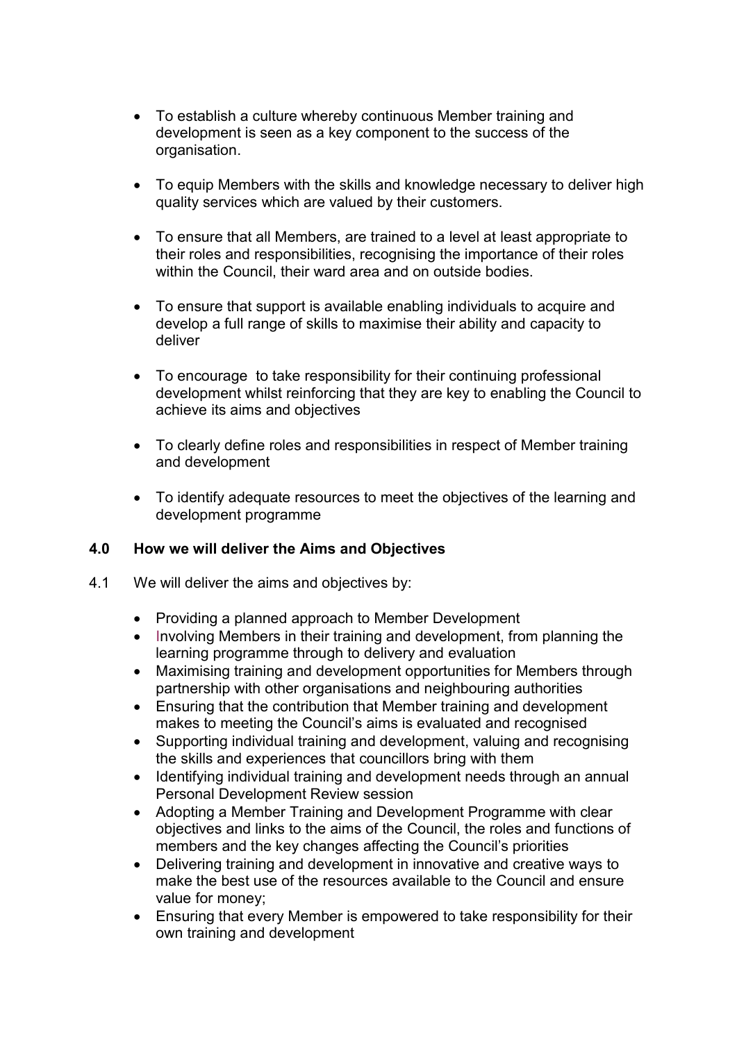- To establish a culture whereby continuous Member training and development is seen as a key component to the success of the organisation.

- To equip Members with the skills and knowledge necessary to deliver high quality services which are valued by their customers.

- To ensure that all Members, are trained to a level at least appropriate to their roles and responsibilities, recognising the importance of their roles within the Council, their ward area and on outside bodies.

- To ensure that support is available enabling individuals to acquire and develop a full range of skills to maximise their ability and capacity to deliver

- To encourage to take responsibility for their continuing professional development whilst reinforcing that they are key to enabling the Council to achieve its aims and objectives

- To clearly define roles and responsibilities in respect of Member training and development

- To identify adequate resources to meet the objectives of the learning and development programme

## 4.0 How we will deliver the Aims and Objectives

4.1 We will deliver the aims and objectives by:

- Providing a planned approach to Member Development
- Involving Members in their training and development, from planning the learning programme through to delivery and evaluation
- Maximising training and development opportunities for Members through partnership with other organisations and neighbouring authorities
- Ensuring that the contribution that Member training and development makes to meeting the Council's aims is evaluated and recognised
- Supporting individual training and development, valuing and recognising the skills and experiences that councillors bring with them
- Identifying individual training and development needs through an annual Personal Development Review session
- Adopting a Member Training and Development Programme with clear objectives and links to the aims of the Council, the roles and functions of members and the key changes affecting the Council's priorities
- Delivering training and development in innovative and creative ways to make the best use of the resources available to the Council and ensure value for money;
- Ensuring that every Member is empowered to take responsibility for their own training and development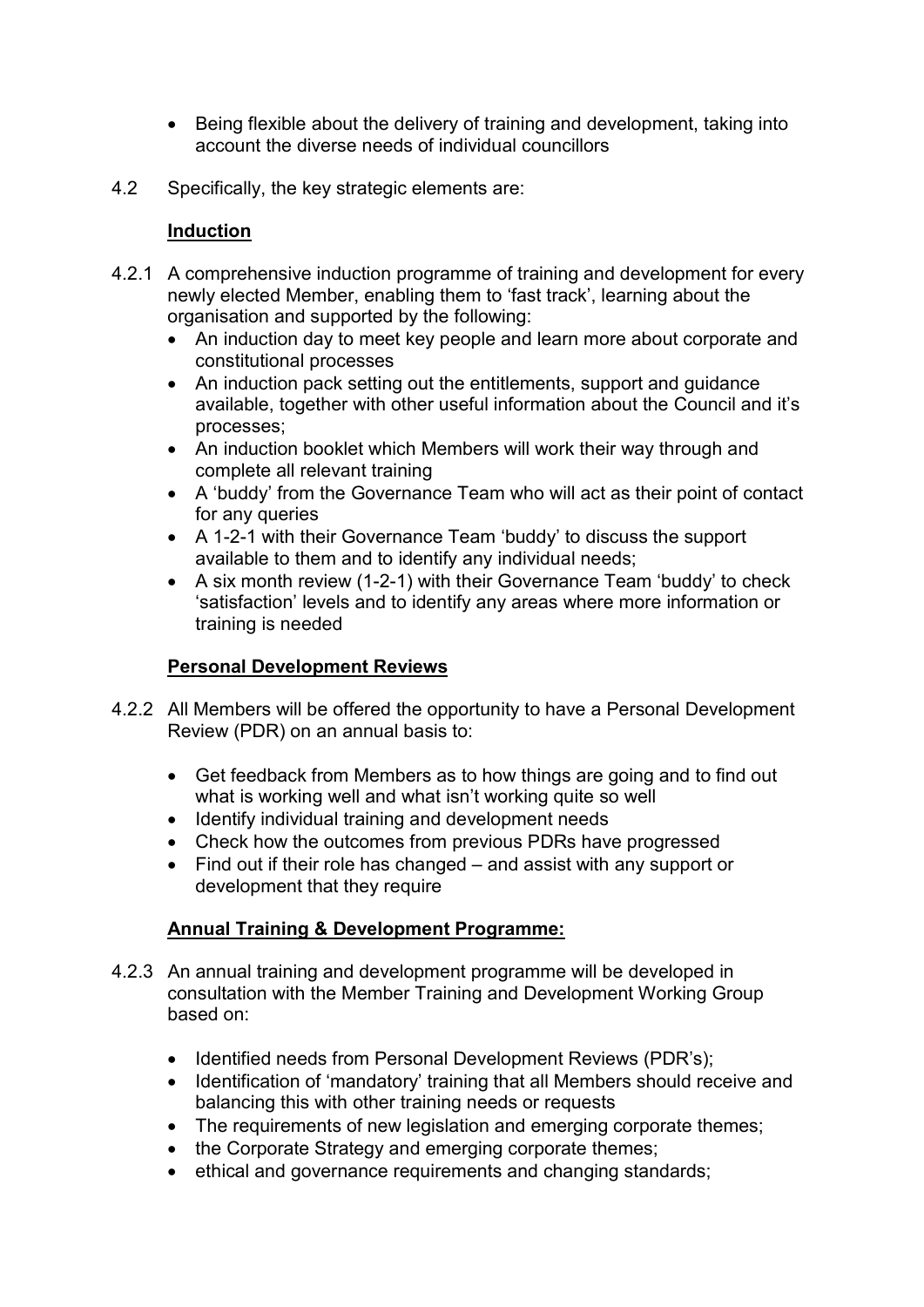- Being flexible about the delivery of training and development, taking into account the diverse needs of individual councillors

4.2 Specifically, the key strategic elements are:

**Induction**

4.2.1 A comprehensive induction programme of training and development for every newly elected Member, enabling them to 'fast track', learning about the organisation and supported by the following:

- An induction day to meet key people and learn more about corporate and constitutional processes
- An induction pack setting out the entitlements, support and guidance available, together with other useful information about the Council and it's processes;
- An induction booklet which Members will work their way through and complete all relevant training
- A 'buddy' from the Governance Team who will act as their point of contact for any queries
- A 1-2-1 with their Governance Team 'buddy' to discuss the support available to them and to identify any individual needs;
- A six month review (1-2-1) with their Governance Team 'buddy' to check 'satisfaction' levels and to identify any areas where more information or training is needed

**Personal Development Reviews**

4.2.2 All Members will be offered the opportunity to have a Personal Development Review (PDR) on an annual basis to:

- Get feedback from Members as to how things are going and to find out what is working well and what isn't working quite so well
- Identify individual training and development needs
- Check how the outcomes from previous PDRs have progressed
- Find out if their role has changed – and assist with any support or development that they require

**Annual Training & Development Programme:**

4.2.3 An annual training and development programme will be developed in consultation with the Member Training and Development Working Group based on:

- Identified needs from Personal Development Reviews (PDR's);
- Identification of 'mandatory' training that all Members should receive and balancing this with other training needs or requests
- The requirements of new legislation and emerging corporate themes;
- the Corporate Strategy and emerging corporate themes;
- ethical and governance requirements and changing standards;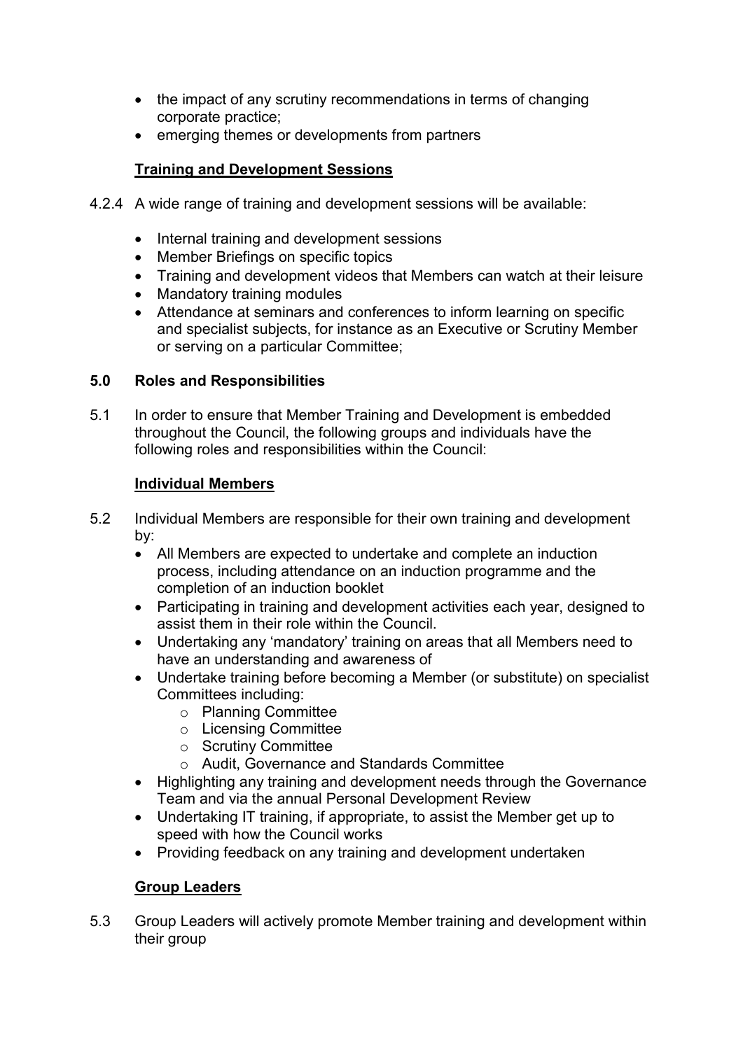- the impact of any scrutiny recommendations in terms of changing corporate practice;
- emerging themes or developments from partners

**Training and Development Sessions**

4.2.4 A wide range of training and development sessions will be available:

- Internal training and development sessions
- Member Briefings on specific topics
- Training and development videos that Members can watch at their leisure
- Mandatory training modules
- Attendance at seminars and conferences to inform learning on specific and specialist subjects, for instance as an Executive or Scrutiny Member or serving on a particular Committee;

## 5.0 Roles and Responsibilities

5.1 In order to ensure that Member Training and Development is embedded throughout the Council, the following groups and individuals have the following roles and responsibilities within the Council:

**Individual Members**

5.2 Individual Members are responsible for their own training and development by:

- All Members are expected to undertake and complete an induction process, including attendance on an induction programme and the completion of an induction booklet
- Participating in training and development activities each year, designed to assist them in their role within the Council.
- Undertaking any 'mandatory' training on areas that all Members need to have an understanding and awareness of
- Undertake training before becoming a Member (or substitute) on specialist Committees including:
  - Planning Committee
  - Licensing Committee
  - Scrutiny Committee
  - Audit, Governance and Standards Committee
- Highlighting any training and development needs through the Governance Team and via the annual Personal Development Review
- Undertaking IT training, if appropriate, to assist the Member get up to speed with how the Council works
- Providing feedback on any training and development undertaken

**Group Leaders**

5.3 Group Leaders will actively promote Member training and development within their group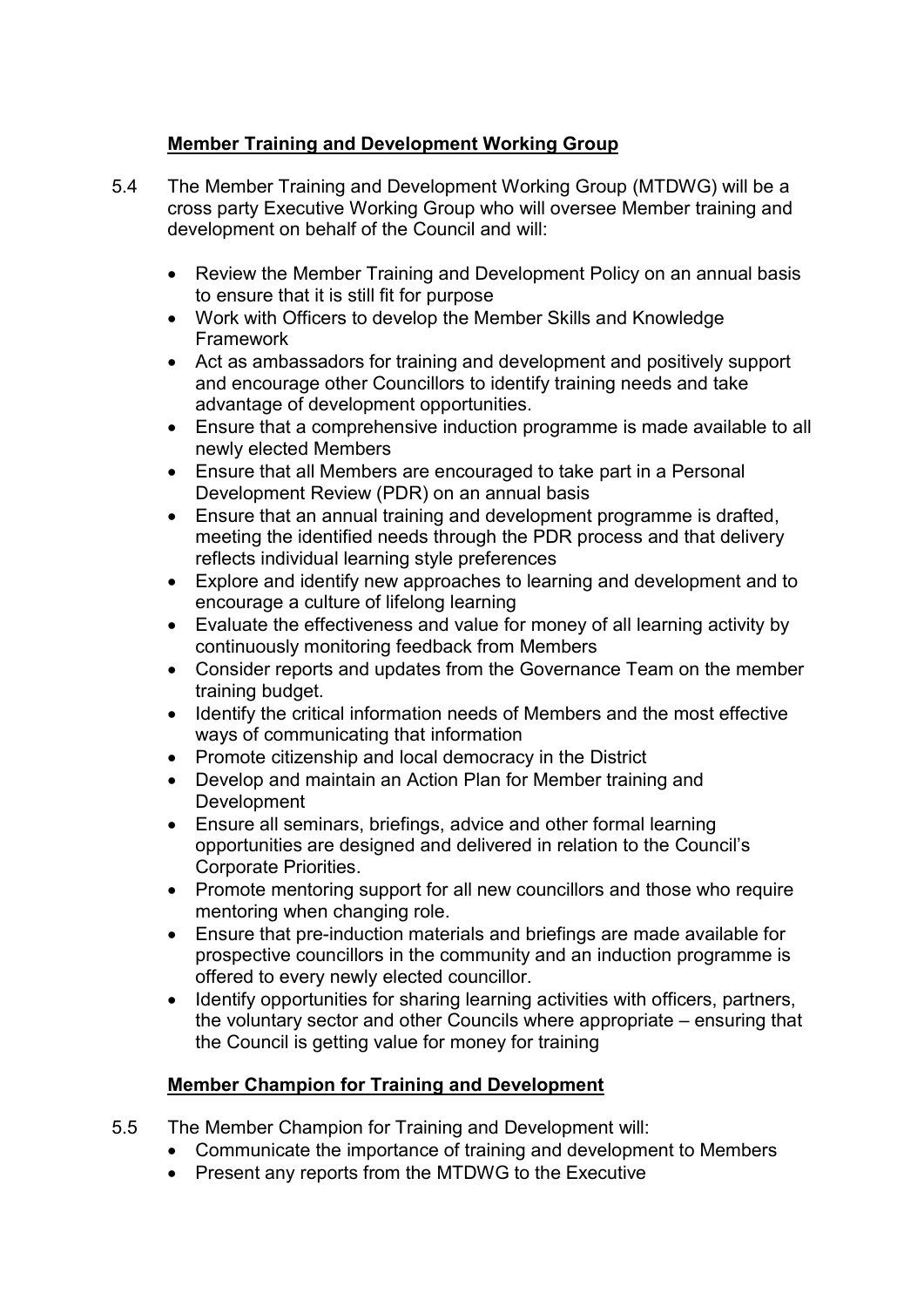## **Member Training and Development Working Group**

5.4 The Member Training and Development Working Group (MTDWG) will be a cross party Executive Working Group who will oversee Member training and development on behalf of the Council and will:

- Review the Member Training and Development Policy on an annual basis to ensure that it is still fit for purpose
- Work with Officers to develop the Member Skills and Knowledge Framework
- Act as ambassadors for training and development and positively support and encourage other Councillors to identify training needs and take advantage of development opportunities.
- Ensure that a comprehensive induction programme is made available to all newly elected Members
- Ensure that all Members are encouraged to take part in a Personal Development Review (PDR) on an annual basis
- Ensure that an annual training and development programme is drafted, meeting the identified needs through the PDR process and that delivery reflects individual learning style preferences
- Explore and identify new approaches to learning and development and to encourage a culture of lifelong learning
- Evaluate the effectiveness and value for money of all learning activity by continuously monitoring feedback from Members
- Consider reports and updates from the Governance Team on the member training budget.
- Identify the critical information needs of Members and the most effective ways of communicating that information
- Promote citizenship and local democracy in the District
- Develop and maintain an Action Plan for Member training and Development
- Ensure all seminars, briefings, advice and other formal learning opportunities are designed and delivered in relation to the Council's Corporate Priorities.
- Promote mentoring support for all new councillors and those who require mentoring when changing role.
- Ensure that pre-induction materials and briefings are made available for prospective councillors in the community and an induction programme is offered to every newly elected councillor.
- Identify opportunities for sharing learning activities with officers, partners, the voluntary sector and other Councils where appropriate – ensuring that the Council is getting value for money for training

## **Member Champion for Training and Development**

5.5 The Member Champion for Training and Development will:

- Communicate the importance of training and development to Members
- Present any reports from the MTDWG to the Executive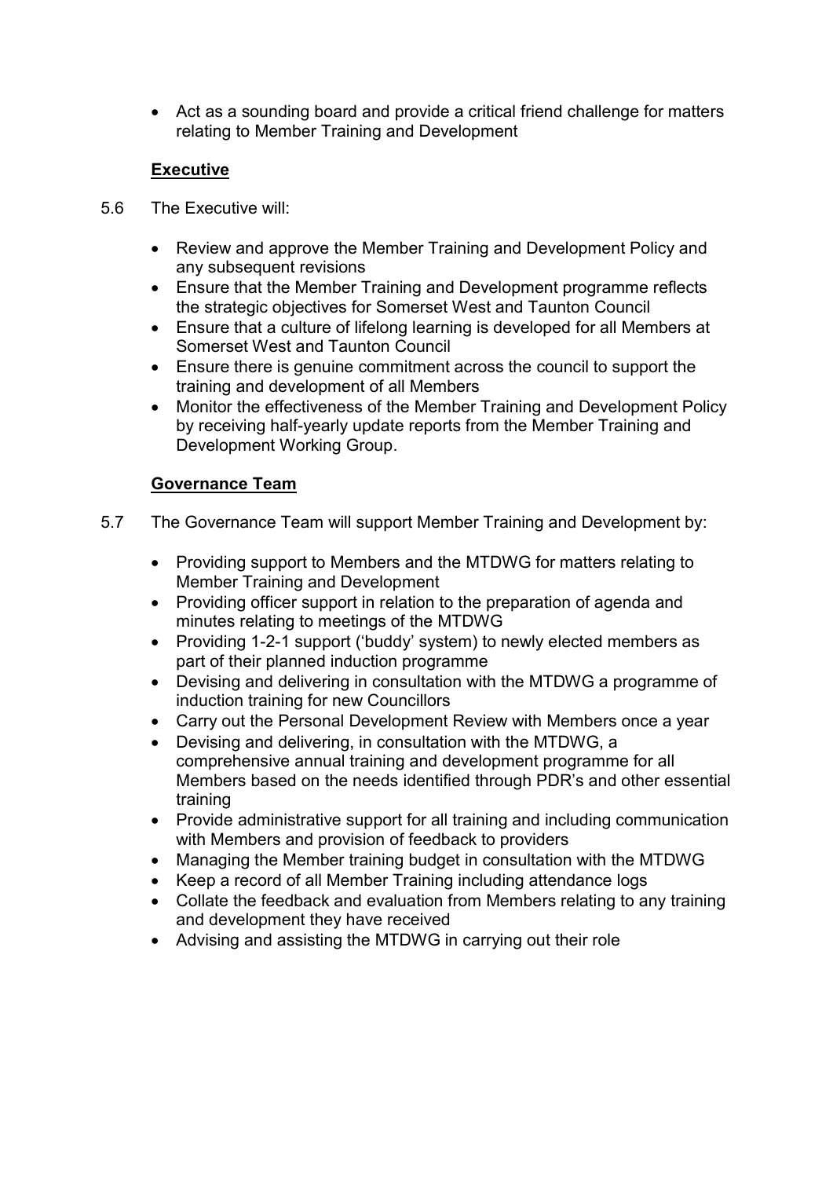- Act as a sounding board and provide a critical friend challenge for matters relating to Member Training and Development

### Executive

5.6 The Executive will:

- Review and approve the Member Training and Development Policy and any subsequent revisions
- Ensure that the Member Training and Development programme reflects the strategic objectives for Somerset West and Taunton Council
- Ensure that a culture of lifelong learning is developed for all Members at Somerset West and Taunton Council
- Ensure there is genuine commitment across the council to support the training and development of all Members
- Monitor the effectiveness of the Member Training and Development Policy by receiving half-yearly update reports from the Member Training and Development Working Group.

### Governance Team

5.7 The Governance Team will support Member Training and Development by:

- Providing support to Members and the MTDWG for matters relating to Member Training and Development
- Providing officer support in relation to the preparation of agenda and minutes relating to meetings of the MTDWG
- Providing 1-2-1 support ('buddy' system) to newly elected members as part of their planned induction programme
- Devising and delivering in consultation with the MTDWG a programme of induction training for new Councillors
- Carry out the Personal Development Review with Members once a year
- Devising and delivering, in consultation with the MTDWG, a comprehensive annual training and development programme for all Members based on the needs identified through PDR's and other essential training
- Provide administrative support for all training and including communication with Members and provision of feedback to providers
- Managing the Member training budget in consultation with the MTDWG
- Keep a record of all Member Training including attendance logs
- Collate the feedback and evaluation from Members relating to any training and development they have received
- Advising and assisting the MTDWG in carrying out their role